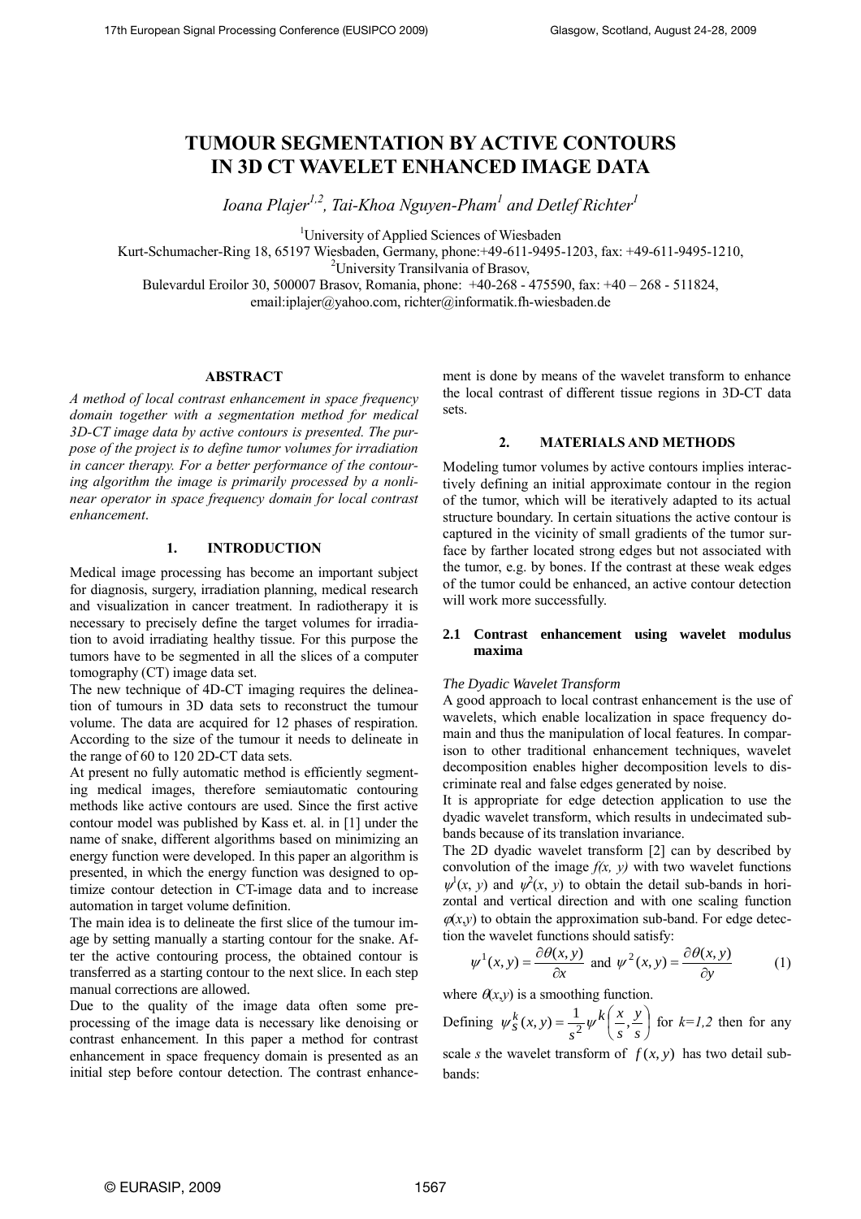# TUMOUR SEGMENTATION BY ACTIVE CONTOURS IN 3D CT WAVELET ENHANCED IMAGE DATA

*Ioana Plajer[1,2], Tai-Khoa Nguyen-Pham[1] and Detlef Richter[1]*

[1]University of Applied Sciences of Wiesbaden
Kurt-Schumacher-Ring 18, 65197 Wiesbaden, Germany, phone:+49-611-9495-1203, fax: +49-611-9495-1210,
[2]University Transilvania of Brasov,
Bulevardul Eroilor 30, 500007 Brasov, Romania, phone: +40-268 - 475590, fax: +40 – 268 - 511824,
email:iplajer@yahoo.com, richter@informatik.fh-wiesbaden.de

## ABSTRACT

*A method of local contrast enhancement in space frequency domain together with a segmentation method for medical 3D-CT image data by active contours is presented. The purpose of the project is to define tumor volumes for irradiation in cancer therapy. For a better performance of the contouring algorithm the image is primarily processed by a nonlinear operator in space frequency domain for local contrast enhancement.*

## 1. INTRODUCTION

Medical image processing has become an important subject for diagnosis, surgery, irradiation planning, medical research and visualization in cancer treatment. In radiotherapy it is necessary to preciasely define the target volumes for irradiation to avoid irradiating healthy tissue. For this purpose the tumors have to be segmented in all the slices of a computer tomography (CT) image data set.

The new technique of 4D-CT imaging requires the delineation of tumours in 3D data sets to reconstruct the tumour volume. The data are acquired for 12 phases of respiration. According to the size of the tumour it needs to delineate in the range of 60 to 120 2D-CT data sets.

At present no fully automatic method is efficiently segmenting medical images, therefore semiautomatic contouring methods like active contours are used. Since the first active contour model was published by Kass et. al. in [1] under the name of snake, different algorithms based on minimizing an energy function were developed. In this paper an algorithm is presented, in which the energy function was designed to optimize contour detection in CT-image data and to increase automation in target volume definition.

The main idea is to delineate the first slice of the tumour image by setting manually a starting contour for the snake. After the active contouring process, the obtained contour is transferred as a starting contour to the next slice. In each step manual corrections are allowed.

Due to the quality of the image data often some preprocessing of the image data is necessary like denoising or contrast enhancement. In this paper a method for contrast enhancement in space frequency domain is presented as an initial step before contour detection. The contrast enhancement is done by means of the wavelet transform to enhance the local contrast of different tissue regions in 3D-CT data sets.

## 2. MATERIALS AND METHODS

Modeling tumor volumes by active contours implies interactively defining an initial approximate contour in the region of the tumor, which will be iteratively adapted to its actual structure boundary. In certain situations the active contour is captured in the vicinity of small gradients of the tumor surface by farther located strong edges but not associated with the tumor, e.g. by bones. If the contrast at these weak edges of the tumor could be enhanced, an active contour detection will work more successfully.

### 2.1 Contrast enhancement using wavelet modulus maxima

*The Dyadic Wavelet Transform*

A good approach to local contrast enhancement is the use of wavelets, which enable localization in space frequency domain and thus the manipulation of local features. In comparison to other traditional enhancement techniques, wavelet decomposition enables higher decomposition levels to discriminate real and false edges generated by noise.

It is appropriate for edge detection application to use the dyadic wavelet transform, which results in undecimated subbands because of its translation invariance.

The 2D dyadic wavelet transform [2] can by described by convolution of the image $f(x, y)$ with two wavelet functions $\psi^1(x, y)$ and $\psi^2(x, y)$ to obtain the detail sub-bands in horizontal and vertical direction and with one scaling function $\varphi(x,y)$ to obtain the approximation sub-band. For edge detection the wavelet functions should satisfy:

$$\psi^1(x, y) = \frac{\partial \theta(x, y)}{\partial x} \text{ and } \psi^2(x, y) = \frac{\partial \theta(x, y)}{\partial y} \qquad (1)$$

where $\theta(x,y)$ is a smoothing function.

Defining $\psi_s^k(x, y) = \frac{1}{s^2}\psi^k\left(\frac{x}{s}, \frac{y}{s}\right)$ for $k=1,2$ then for any scale $s$ the wavelet transform of $f(x, y)$ has two detail subbands: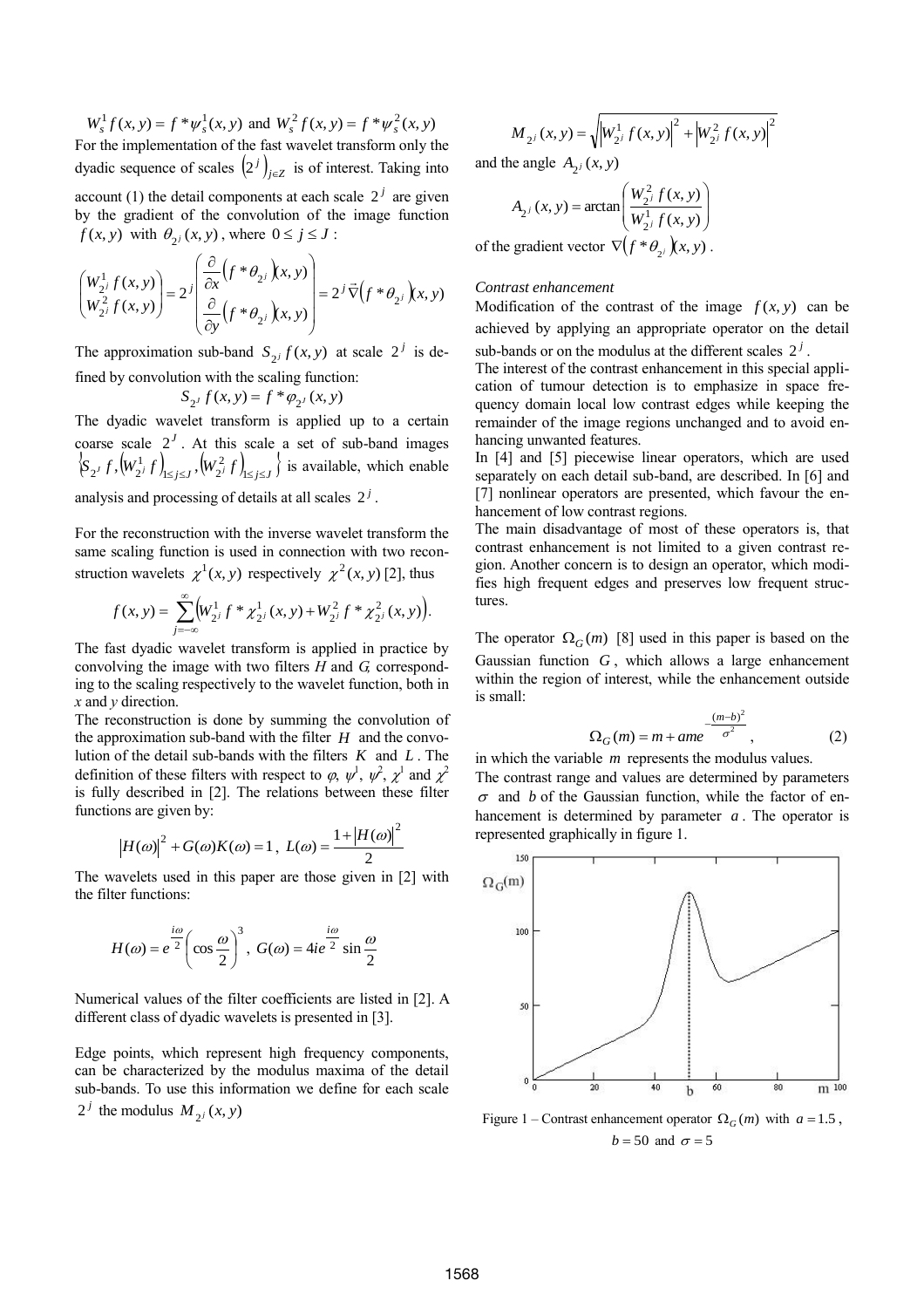$W_s^1 f(x,y) = f * \psi_s^1(x,y)$ and $W_s^2 f(x,y) = f * \psi_s^2(x,y)$

For the implementation of the fast wavelet transform only the dyadic sequence of scales $\left(2^j\right)_{j \in Z}$ is of interest. Taking into account (1) the detail components at each scale $2^j$ are given by the gradient of the convolution of the image function $f(x,y)$ with $\theta_{2^j}(x,y)$, where $0 \le j \le J$:

$$\begin{pmatrix} W_{2^j}^1 f(x,y) \\ W_{2^j}^2 f(x,y) \end{pmatrix} = 2^j \begin{pmatrix} \frac{\partial}{\partial x}\left(f * \theta_{2^j}\right)(x,y) \\ \frac{\partial}{\partial y}\left(f * \theta_{2^j}\right)(x,y) \end{pmatrix} = 2^j \vec{\nabla}\left(f * \theta_{2^j}\right)(x,y)$$

The approximation sub-band $S_{2^j} f(x,y)$ at scale $2^j$ is defined by convolution with the scaling function:

$$S_{2^J} f(x,y) = f * \varphi_{2^J}(x,y)$$

The dyadic wavelet transform is applied up to a certain coarse scale $2^J$. At this scale a set of sub-band images $\left\{S_{2^J} f, \left(W_{2^j}^1 f\right)_{1 \le j \le J}, \left(W_{2^j}^2 f\right)_{1 \le j \le J}\right\}$ is available, which enable analysis and processing of details at all scales $2^j$.

For the reconstruction with the inverse wavelet transform the same scaling function is used in connection with two reconstruction wavelets $\chi^1(x,y)$ respectively $\chi^2(x,y)$ [2], thus

$$f(x,y) = \sum_{j=-\infty}^{\infty}\left(W_{2^j}^1 f * \chi_{2^j}^1(x,y) + W_{2^j}^2 f * \chi_{2^j}^2(x,y)\right).$$

The fast dyadic wavelet transform is applied in practice by convolving the image with two filters $H$ and $G$, corresponding to the scaling respectively to the wavelet function, both in *x* and *y* direction.

The reconstruction is done by summing the convolution of the approximation sub-band with the filter $H$ and the convolution of the detail sub-bands with the filters $K$ and $L$. The definition of these filters with respect to $\varphi$, $\psi^1$, $\psi^2$, $\chi^1$ and $\chi^2$ is fully described in [2]. The relations between these filter functions are given by:

$$|H(\omega)|^2 + G(\omega)K(\omega) = 1, \; L(\omega) = \frac{1 + |H(\omega)|^2}{2}$$

The wavelets used in this paper are those given in [2] with the filter functions:

$$H(\omega) = e^{\frac{i\omega}{2}}\left(\cos\frac{\omega}{2}\right)^3, \; G(\omega) = 4ie^{\frac{i\omega}{2}}\sin\frac{\omega}{2}$$

Numerical values of the filter coefficients are listed in [2]. A different class of dyadic wavelets is presented in [3].

Edge points, which represent high frequency components, can be characterized by the modulus maxima of the detail sub-bands. To use this information we define for each scale $2^j$ the modulus $M_{2^j}(x,y)$

$$M_{2^j}(x,y) = \sqrt{\left|W_{2^j}^1 f(x,y)\right|^2 + \left|W_{2^j}^2 f(x,y)\right|^2}$$

and the angle $A_{2^j}(x,y)$

$$A_{2^j}(x,y) = \arctan\left(\frac{W_{2^j}^2 f(x,y)}{W_{2^j}^1 f(x,y)}\right)$$

of the gradient vector $\nabla\left(f * \theta_{2^j}\right)(x,y)$.

*Contrast enhancement*

Modification of the contrast of the image $f(x,y)$ can be achieved by applying an appropriate operator on the detail sub-bands or on the modulus at the different scales $2^j$.

The interest of the contrast enhancement in this special application of tumour detection is to emphasize in space frequency domain local low contrast edges while keeping the remainder of the image regions unchanged and to avoid enhancing unwanted features.

In [4] and [5] piecewise linear operators, which are used separately on each detail sub-band, are described. In [6] and [7] nonlinear operators are presented, which favour the enhancement of low contrast regions.

The main disadvantage of most of these operators is, that contrast enhancement is not limited to a given contrast region. Another concern is to design an operator, which modifies high frequent edges and preserves low frequent structures.

The operator $\Omega_G(m)$ [8] used in this paper is based on the Gaussian function $G$, which allows a large enhancement within the region of interest, while the enhancement outside is small:

$$\Omega_G(m) = m + ame^{-\frac{(m-b)^2}{\sigma^2}}, \qquad (2)$$

in which the variable $m$ represents the modulus values.

The contrast range and values are determined by parameters $\sigma$ and $b$ of the Gaussian function, while the factor of enhancement is determined by parameter $a$. The operator is represented graphically in figure 1.

Figure 1 – Contrast enhancement operator $\Omega_G(m)$ with $a = 1.5$, $b = 50$ and $\sigma = 5$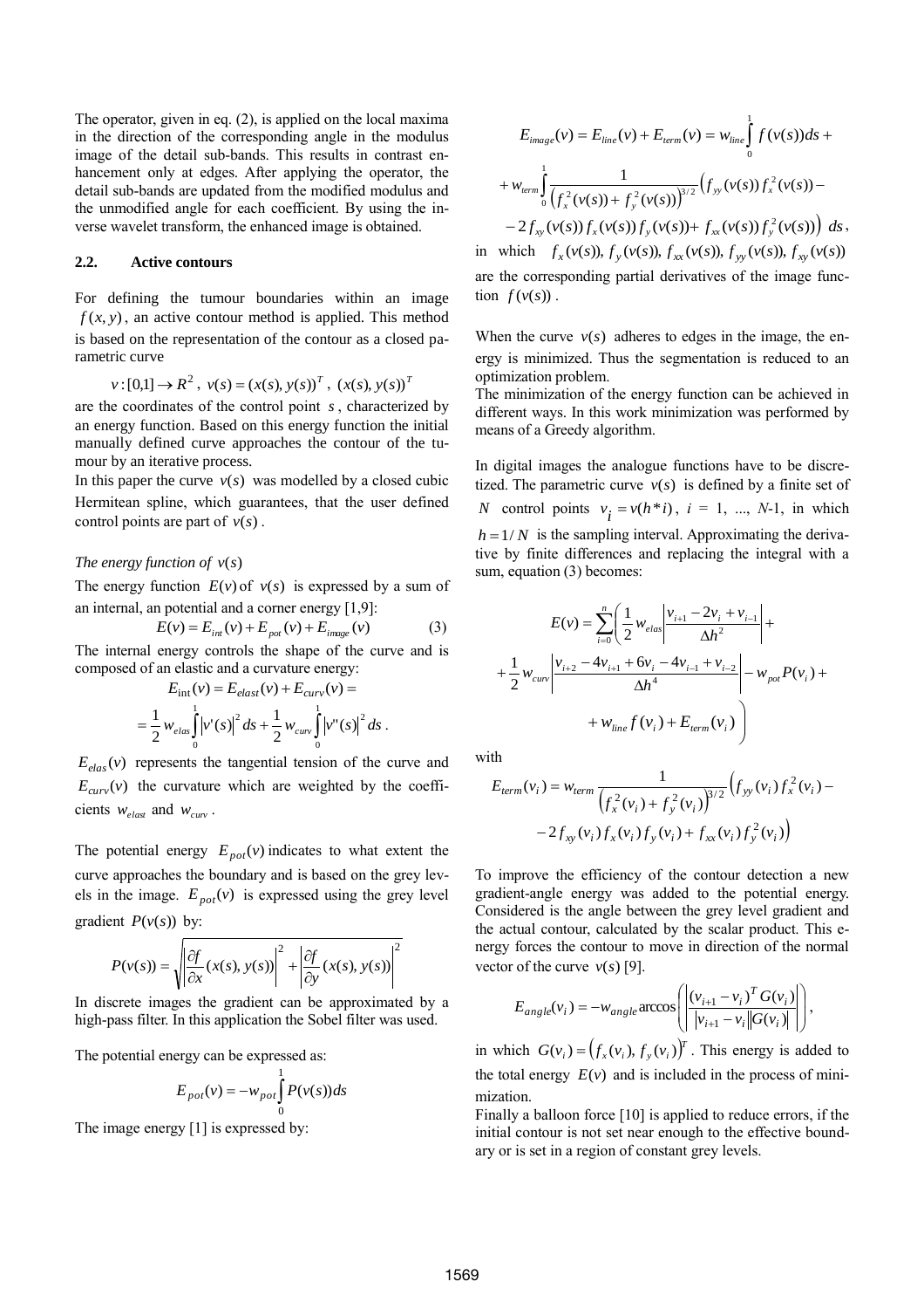The operator, given in eq. (2), is applied on the local maxima in the direction of the corresponding angle in the modulus image of the detail sub-bands. This results in contrast enhancement only at edges. After applying the operator, the detail sub-bands are updated from the modified modulus and the unmodified angle for each coefficient. By using the inverse wavelet transform, the enhanced image is obtained.

### 2.2. Active contours

For defining the tumour boundaries within an image $f(x,y)$, an active contour method is applied. This method is based on the representation of the contour as a closed parametric curve

$$v:[0,1]\rightarrow R^2,\ v(s)=(x(s),y(s))^T,\ (x(s),y(s))^T$$

are the coordinates of the control point $s$, characterized by an energy function. Based on this energy function the initial manually defined curve approaches the contour of the tumour by an iterative process.

In this paper the curve $v(s)$ was modelled by a closed cubic Hermitean spline, which guarantees, that the user defined control points are part of $v(s)$.

*The energy function of $v(s)$*

The energy function $E(v)$ of $v(s)$ is expressed by a sum of an internal, an potential and a corner energy [1,9]:

$$E(v)=E_{int}(v)+E_{pot}(v)+E_{image}(v) \tag{3}$$

The internal energy controls the shape of the curve and is composed of an elastic and a curvature energy:

$$E_{\text{int}}(v)=E_{elast}(v)+E_{curv}(v)=$$
$$=\frac{1}{2}w_{elas}\int_0^1\left|v'(s)\right|^2ds+\frac{1}{2}w_{curv}\int_0^1\left|v''(s)\right|^2ds\,.$$

$E_{elas}(v)$ represents the tangential tension of the curve and $E_{curv}(v)$ the curvature which are weighted by the coefficients $w_{elast}$ and $w_{curv}$.

The potential energy $E_{pot}(v)$ indicates to what extent the curve approaches the boundary and is based on the grey levels in the image. $E_{pot}(v)$ is expressed using the grey level gradient $P(v(s))$ by:

$$P(v(s))=\sqrt{\left|\frac{\partial f}{\partial x}(x(s),y(s))\right|^2+\left|\frac{\partial f}{\partial y}(x(s),y(s))\right|^2}$$

In discrete images the gradient can be approximated by a high-pass filter. In this application the Sobel filter was used.

The potential energy can be expressed as:

$$E_{pot}(v)=-w_{pot}\int_0^1 P(v(s))ds$$

The image energy [1] is expressed by:

$$E_{image}(v)=E_{line}(v)+E_{term}(v)=w_{line}\int_0^1 f(v(s))ds+$$
$$+w_{term}\int_0^1\frac{1}{\left(f_x^2(v(s))+f_y^2(v(s))\right)^{3/2}}\Big(f_{yy}(v(s))\,f_x^2(v(s))-$$
$$-2f_{xy}(v(s))\,f_x(v(s))\,f_y(v(s))+f_{xx}(v(s))\,f_y^2(v(s))\Big)\,ds\,,$$

in which $f_x(v(s)),\ f_y(v(s)),\ f_{xx}(v(s)),\ f_{yy}(v(s)),\ f_{xy}(v(s))$ are the corresponding partial derivatives of the image function $f(v(s))$.

When the curve $v(s)$ adheres to edges in the image, the energy is minimized. Thus the segmentation is reduced to an optimization problem.

The minimization of the energy function can be achieved in different ways. In this work minimization was performed by means of a Greedy algorithm.

In digital images the analogue functions have to be discretized. The parametric curve $v(s)$ is defined by a finite set of $N$ control points $v_i=v(h*i)$, $i$ = 1, ..., $N$-1, in which $h=1/N$ is the sampling interval. Approximating the derivative by finite differences and replacing the integral with a sum, equation (3) becomes:

$$E(v)=\sum_{i=0}^{n}\Bigg(\frac{1}{2}w_{elas}\left|\frac{v_{i+1}-2v_i+v_{i-1}}{\Delta h^2}\right|+$$
$$+\frac{1}{2}w_{curv}\left|\frac{v_{i+2}-4v_{i+1}+6v_i-4v_{i-1}+v_{i-2}}{\Delta h^4}\right|-w_{pot}P(v_i)+$$
$$+w_{line}f(v_i)+E_{term}(v_i)\Bigg)$$

with

$$E_{term}(v_i)=w_{term}\frac{1}{\left(f_x^2(v_i)+f_y^2(v_i)\right)^{3/2}}\Big(f_{yy}(v_i)\,f_x^2(v_i)-$$
$$-2f_{xy}(v_i)\,f_x(v_i)\,f_y(v_i)+f_{xx}(v_i)\,f_y^2(v_i)\Big)$$

To improve the efficiency of the contour detection a new gradient-angle energy was added to the potential energy. Considered is the angle between the grey level gradient and the actual contour, calculated by the scalar product. This energy forces the contour to move in direction of the normal vector of the curve $v(s)$ [9].

$$E_{angle}(v_i)=-w_{angle}\arccos\left(\left|\frac{(v_{i+1}-v_i)^T G(v_i)}{\left|v_{i+1}-v_i\right|\left|G(v_i)\right|}\right|\right),$$

in which $G(v_i)=\left(f_x(v_i),\,f_y(v_i)\right)^T$. This energy is added to the total energy $E(v)$ and is included in the process of minimization.

Finally a balloon force [10] is applied to reduce errors, if the initial contour is not set near enough to the effective boundary or is set in a region of constant grey levels.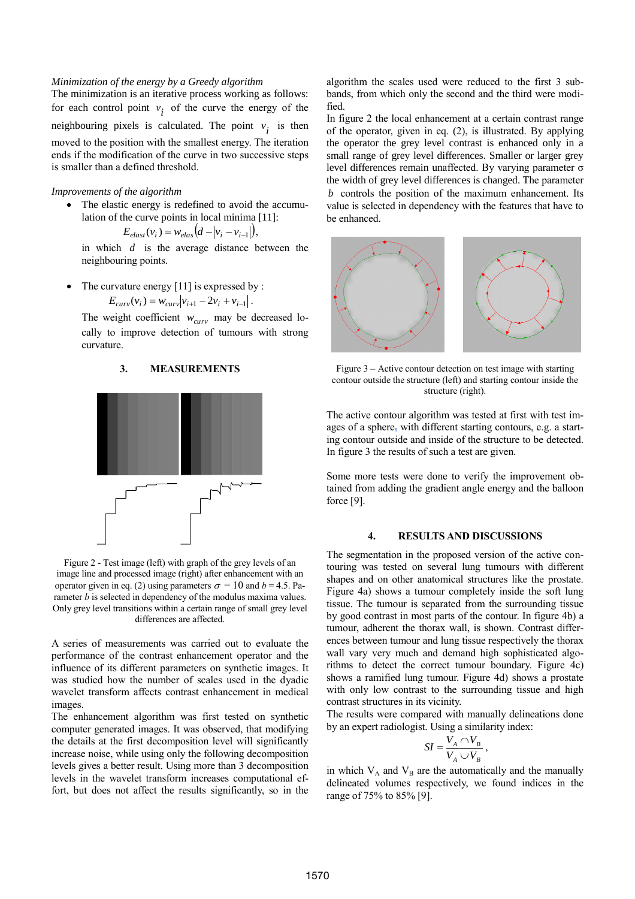*Minimization of the energy by a Greedy algorithm*

The minimization is an iterative process working as follows: for each control point $v_i$ of the curve the energy of the neighbouring pixels is calculated. The point $v_i$ is then moved to the position with the smallest energy. The iteration ends if the modification of the curve in two successive steps is smaller than a defined threshold.

*Improvements of the algorithm*

- The elastic energy is redefined to avoid the accumulation of the curve points in local minima [11]:

  $$E_{elast}(v_i) = w_{elas}\left(d - |v_i - v_{i-1}|\right),$$

  in which $d$ is the average distance between the neighbouring points.

- The curvature energy [11] is expressed by :

  $$E_{curv}(v_i) = w_{curv}\left|v_{i+1} - 2v_i + v_{i-1}\right|.$$

  The weight coefficient $w_{curv}$ may be decreased locally to improve detection of tumours with strong curvature.

## 3. MEASUREMENTS

Figure 2 - Test image (left) with graph of the grey levels of an image line and processed image (right) after enhancement with an operator given in eq. (2) using parameters $\sigma = 10$ and $b = 4.5$. Parameter $b$ is selected in dependency of the modulus maxima values. Only grey level transitions within a certain range of small grey level differences are affected.

A series of measurements was carried out to evaluate the performance of the contrast enhancement operator and the influence of its different parameters on synthetic images. It was studied how the number of scales used in the dyadic wavelet transform affects contrast enhancement in medical images.

The enhancement algorithm was first tested on synthetic computer generated images. It was observed, that modifying the details at the first decomposition level will significantly increase noise, while using only the following decomposition levels gives a better result. Using more than 3 decomposition levels in the wavelet transform increases computational effort, but does not affect the results significantly, so in the algorithm the scales used were reduced to the first 3 subbands, from which only the second and the third were modified.

In figure 2 the local enhancement at a certain contrast range of the operator, given in eq. (2), is illustrated. By applying the operator the grey level contrast is enhanced only in a small range of grey level differences. Smaller or larger grey level differences remain unaffected. By varying parameter σ the width of grey level differences is changed. The parameter $b$ controls the position of the maximum enhancement. Its value is selected in dependency with the features that have to be enhanced.

Figure 3 – Active contour detection on test image with starting contour outside the structure (left) and starting contour inside the structure (right).

The active contour algorithm was tested at first with test images of a sphere, with different starting contours, e.g. a starting contour outside and inside of the structure to be detected. In figure 3 the results of such a test are given.

Some more tests were done to verify the improvement obtained from adding the gradient angle energy and the balloon force [9].

## 4. RESULTS AND DISCUSSIONS

The segmentation in the proposed version of the active contouring was tested on several lung tumours with different shapes and on other anatomical structures like the prostate. Figure 4a) shows a tumour completely inside the soft lung tissue. The tumour is separated from the surrounding tissue by good contrast in most parts of the contour. In figure 4b) a tumour, adherent the thorax wall, is shown. Contrast differences between tumour and lung tissue respectively the thorax wall vary very much and demand high sophisticated algorithms to detect the correct tumour boundary. Figure 4c) shows a ramified lung tumour. Figure 4d) shows a prostate with only low contrast to the surrounding tissue and high contrast structures in its vicinity.

The results were compared with manually delineations done by an expert radiologist. Using a similarity index:

$$SI = \frac{V_A \cap V_B}{V_A \cup V_B},$$

in which $V_A$ and $V_B$ are the automatically and the manually delineated volumes respectively, we found indices in the range of 75% to 85% [9].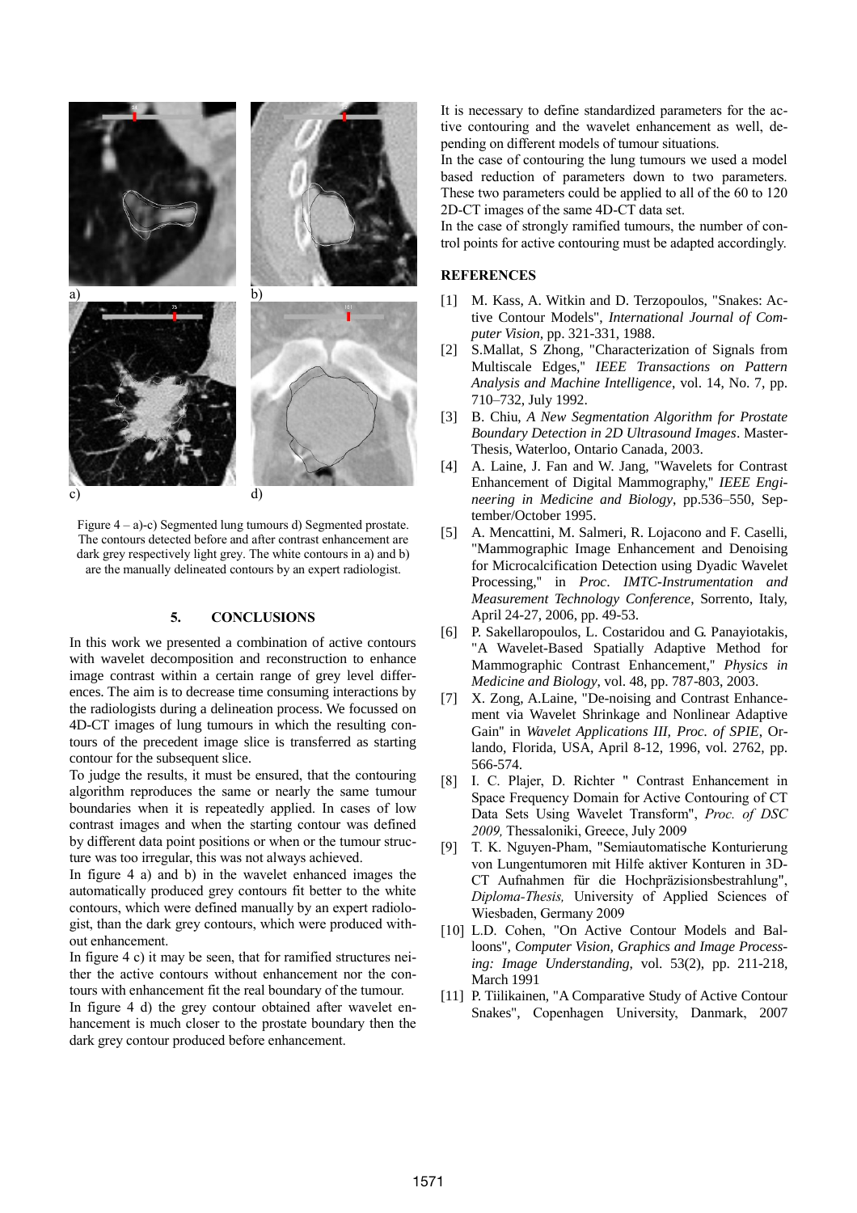Figure 4 – a)-c) Segmented lung tumours d) Segmented prostate. The contours detected before and after contrast enhancement are dark grey respectively light grey. The white contours in a) and b) are the manually delineated contours by an expert radiologist.

## 5. CONCLUSIONS

In this work we presented a combination of active contours with wavelet decomposition and reconstruction to enhance image contrast within a certain range of grey level differences. The aim is to decrease time consuming interactions by the radiologists during a delineation process. We focussed on 4D-CT images of lung tumours in which the resulting contours of the precedent image slice is transferred as starting contour for the subsequent slice.

To judge the results, it must be ensured, that the contouring algorithm reproduces the same or nearly the same tumour boundaries when it is repeatedly applied. In cases of low contrast images and when the starting contour was defined by different data point positions or when or the tumour structure was too irregular, this was not always achieved.

In figure 4 a) and b) in the wavelet enhanced images the automatically produced grey contours fit better to the white contours, which were defined manually by an expert radiologist, than the dark grey contours, which were produced without enhancement.

In figure 4 c) it may be seen, that for ramified structures neither the active contours without enhancement nor the contours with enhancement fit the real boundary of the tumour.

In figure 4 d) the grey contour obtained after wavelet enhancement is much closer to the prostate boundary then the dark grey contour produced before enhancement.

It is necessary to define standardized parameters for the active contouring and the wavelet enhancement as well, depending on different models of tumour situations.

In the case of contouring the lung tumours we used a model based reduction of parameters down to two parameters. These two parameters could be applied to all of the 60 to 120 2D-CT images of the same 4D-CT data set.

In the case of strongly ramified tumours, the number of control points for active contouring must be adapted accordingly.

## REFERENCES

[1] M. Kass, A. Witkin and D. Terzopoulos, "Snakes: Active Contour Models", *International Journal of Computer Vision*, pp. 321-331, 1988.

[2] S.Mallat, S Zhong, "Characterization of Signals from Multiscale Edges," *IEEE Transactions on Pattern Analysis and Machine Intelligence*, vol. 14, No. 7, pp. 710–732, July 1992.

[3] B. Chiu, *A New Segmentation Algorithm for Prostate Boundary Detection in 2D Ultrasound Images*. Master-Thesis, Waterloo, Ontario Canada, 2003.

[4] A. Laine, J. Fan and W. Jang, "Wavelets for Contrast Enhancement of Digital Mammography," *IEEE Engineering in Medicine and Biology*, pp.536–550, September/October 1995.

[5] A. Mencattini, M. Salmeri, R. Lojacono and F. Caselli, "Mammographic Image Enhancement and Denoising for Microcalcification Detection using Dyadic Wavelet Processing," in *Proc*. *IMTC-Instrumentation and Measurement Technology Conference*, Sorrento, Italy, April 24-27, 2006, pp. 49-53.

[6] P. Sakellaropoulos, L. Costaridou and G. Panayiotakis, "A Wavelet-Based Spatially Adaptive Method for Mammographic Contrast Enhancement," *Physics in Medicine and Biology*, vol. 48, pp. 787-803, 2003.

[7] X. Zong, A.Laine, "De-noising and Contrast Enhancement via Wavelet Shrinkage and Nonlinear Adaptive Gain" in *Wavelet Applications III, Proc. of SPIE*, Orlando, Florida, USA, April 8-12, 1996, vol. 2762, pp. 566-574.

[8] I. C. Plajer, D. Richter " Contrast Enhancement in Space Frequency Domain for Active Contouring of CT Data Sets Using Wavelet Transform", *Proc. of DSC 2009,* Thessaloniki, Greece, July 2009

[9] T. K. Nguyen-Pham, "Semiautomatische Konturierung von Lungentumoren mit Hilfe aktiver Konturen in 3D-CT Aufnahmen für die Hochpräzisionsbestrahlung", *Diploma-Thesis,* University of Applied Sciences of Wiesbaden, Germany 2009

[10] L.D. Cohen, "On Active Contour Models and Balloons", *Computer Vision, Graphics and Image Processing: Image Understanding*, vol. 53(2), pp. 211-218, March 1991

[11] P. Tiilikainen, "A Comparative Study of Active Contour Snakes", Copenhagen University, Danmark, 2007